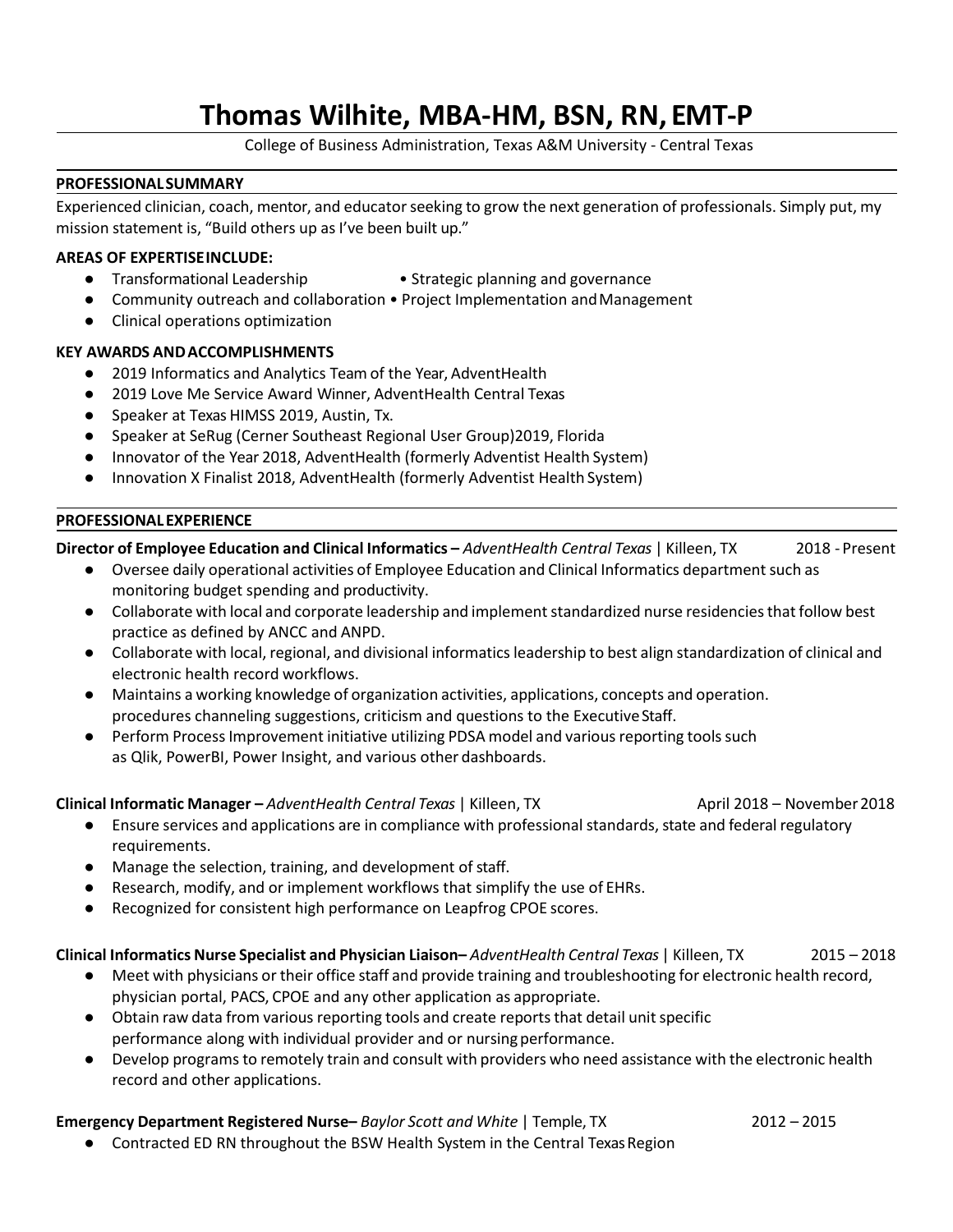# Thomas Wilhite, MBA-HM, BSN, RN, EMT-P

College of Business Administration, Texas A&M University - Central Texas

## PROFESSIONAL SUMMARY

Experienced clinician, coach, mentor, and educator seeking to grow the next generation of professionals. Simply put, my mission statement is, "Build others up as I've been built up."

### AREAS OF EXPERTISE INCLUDE:

- Transformational Leadership
- Strategic planning and governance
- Community outreach and collaboration
- Project Implementation and Management
- Clinical operations optimization

### KEY AWARDS AND ACCOMPLISHMENTS

- 2019 Informatics and Analytics Team of the Year, AdventHealth
- 2019 Love Me Service Award Winner, AdventHealth Central Texas
- Speaker at Texas HIMSS 2019, Austin, Tx.
- Speaker at SeRug (Cerner Southeast Regional User Group)2019, Florida
- Innovator of the Year 2018, AdventHealth (formerly Adventist Health System)
- Innovation X Finalist 2018, AdventHealth (formerly Adventist Health System)

## PROFESSIONAL EXPERIENCE

**Director of Employee Education and Clinical Informatics –** *AdventHealth Central Texas* | Killeen, TX — 2018 - Present

- Oversee daily operational activities of Employee Education and Clinical Informatics department such as monitoring budget spending and productivity.
- Collaborate with local and corporate leadership and implement standardized nurse residencies that follow best practice as defined by ANCC and ANPD.
- Collaborate with local, regional, and divisional informatics leadership to best align standardization of clinical and electronic health record workflows.
- Maintains a working knowledge of organization activities, applications, concepts and operation. procedures channeling suggestions, criticism and questions to the Executive Staff.
- Perform Process Improvement initiative utilizing PDSA model and various reporting tools such as Qlik, PowerBI, Power Insight, and various other dashboards.

**Clinical Informatic Manager –** *AdventHealth Central Texas* | Killeen, TX — April 2018 – November 2018

- Ensure services and applications are in compliance with professional standards, state and federal regulatory requirements.
- Manage the selection, training, and development of staff.
- Research, modify, and or implement workflows that simplify the use of EHRs.
- Recognized for consistent high performance on Leapfrog CPOE scores.

**Clinical Informatics Nurse Specialist and Physician Liaison–** *AdventHealth Central Texas* | Killeen, TX — 2015 – 2018

- Meet with physicians or their office staff and provide training and troubleshooting for electronic health record, physician portal, PACS, CPOE and any other application as appropriate.
- Obtain raw data from various reporting tools and create reports that detail unit specific performance along with individual provider and or nursing performance.
- Develop programs to remotely train and consult with providers who need assistance with the electronic health record and other applications.

**Emergency Department Registered Nurse–** *Baylor Scott and White* | Temple, TX — 2012 – 2015

- Contracted ED RN throughout the BSW Health System in the Central Texas Region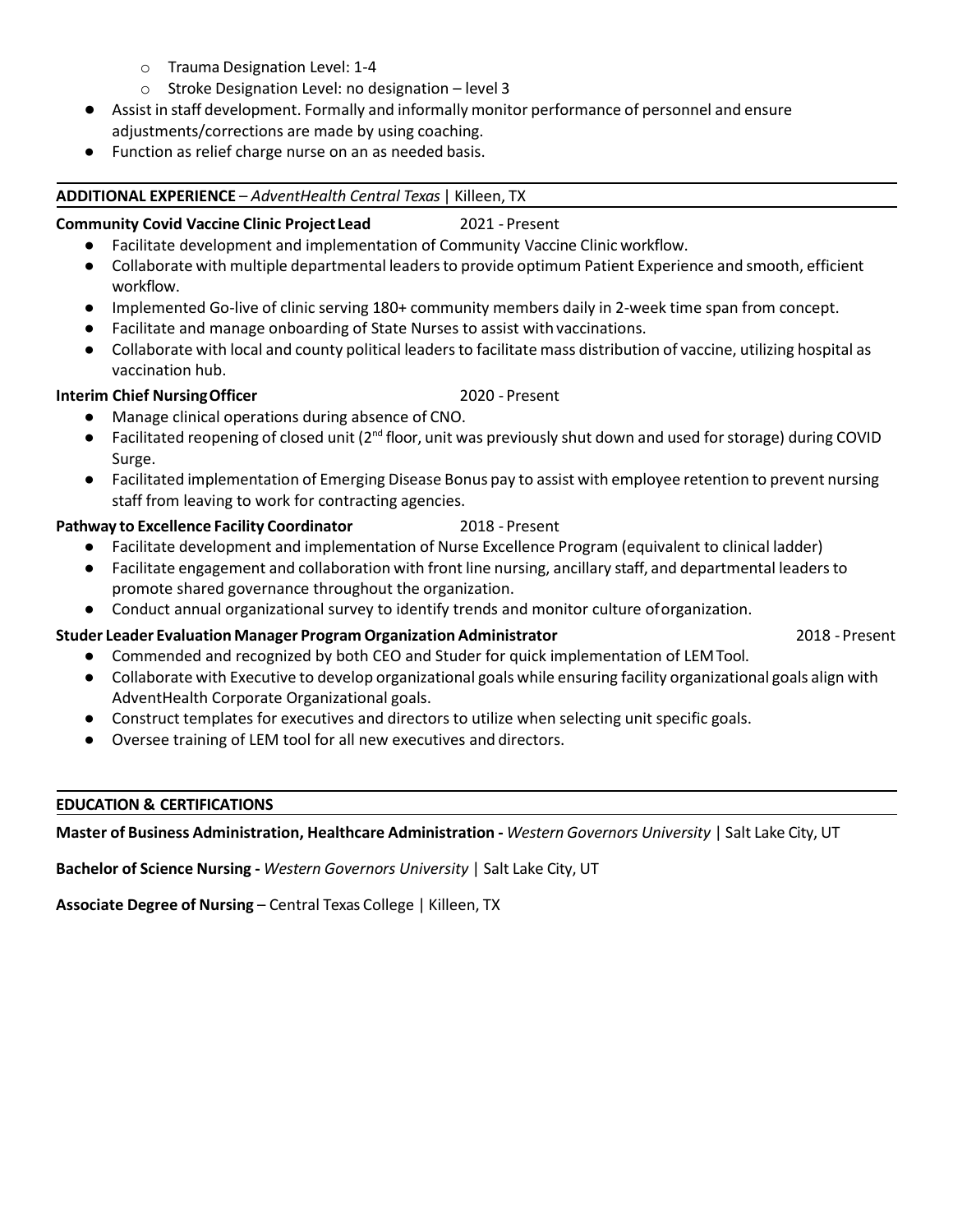- Trauma Designation Level: 1-4
  - Stroke Designation Level: no designation – level 3
- Assist in staff development. Formally and informally monitor performance of personnel and ensure adjustments/corrections are made by using coaching.
- Function as relief charge nurse on an as needed basis.

## ADDITIONAL EXPERIENCE – *AdventHealth Central Texas* | Killeen, TX

**Community Covid Vaccine Clinic Project Lead** 2021 - Present

- Facilitate development and implementation of Community Vaccine Clinic workflow.
- Collaborate with multiple departmental leaders to provide optimum Patient Experience and smooth, efficient workflow.
- Implemented Go-live of clinic serving 180+ community members daily in 2-week time span from concept.
- Facilitate and manage onboarding of State Nurses to assist with vaccinations.
- Collaborate with local and county political leaders to facilitate mass distribution of vaccine, utilizing hospital as vaccination hub.

**Interim Chief Nursing Officer** 2020 - Present

- Manage clinical operations during absence of CNO.
- Facilitated reopening of closed unit (2nd floor, unit was previously shut down and used for storage) during COVID Surge.
- Facilitated implementation of Emerging Disease Bonus pay to assist with employee retention to prevent nursing staff from leaving to work for contracting agencies.

**Pathway to Excellence Facility Coordinator** 2018 - Present

- Facilitate development and implementation of Nurse Excellence Program (equivalent to clinical ladder)
- Facilitate engagement and collaboration with front line nursing, ancillary staff, and departmental leaders to promote shared governance throughout the organization.
- Conduct annual organizational survey to identify trends and monitor culture of organization.

**Studer Leader Evaluation Manager Program Organization Administrator** 2018 - Present

- Commended and recognized by both CEO and Studer for quick implementation of LEM Tool.
- Collaborate with Executive to develop organizational goals while ensuring facility organizational goals align with AdventHealth Corporate Organizational goals.
- Construct templates for executives and directors to utilize when selecting unit specific goals.
- Oversee training of LEM tool for all new executives and directors.

## EDUCATION & CERTIFICATIONS

**Master of Business Administration, Healthcare Administration -** *Western Governors University* | Salt Lake City, UT

**Bachelor of Science Nursing -** *Western Governors University* | Salt Lake City, UT

**Associate Degree of Nursing** – Central Texas College | Killeen, TX